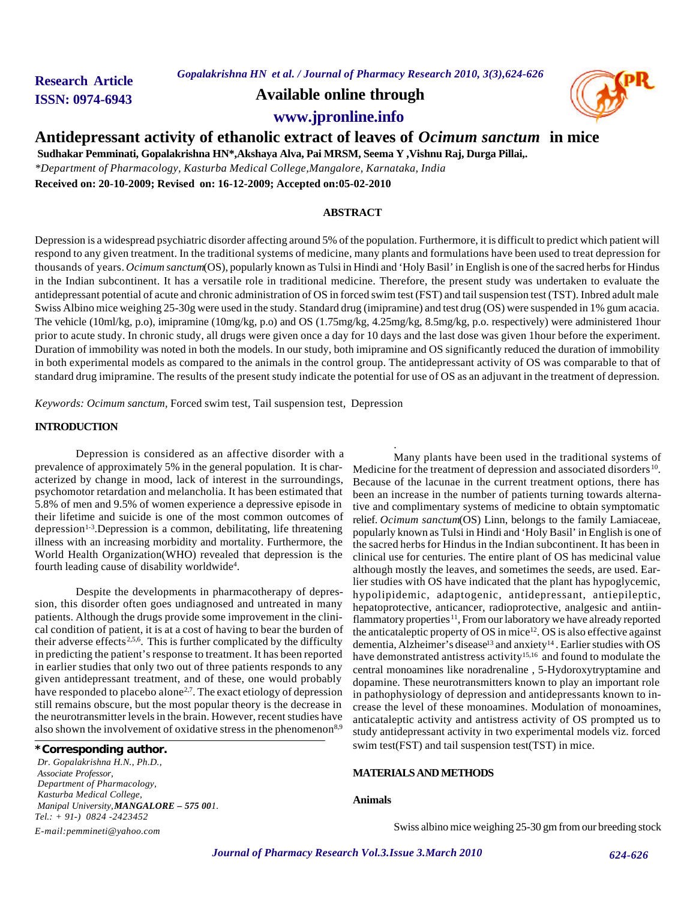**Research Article**
**ISSN: 0974-6943**

**Available online through**
**www.jpronline.info**

# Antidepressant activity of ethanolic extract of leaves of *Ocimum sanctum* in mice

**Sudhakar Pemminati, Gopalakrishna HN*,Akshaya Alva, Pai MRSM, Seema Y ,Vishnu Raj, Durga Pillai,.**

*\*Department of Pharmacology, Kasturba Medical College,Mangalore, Karnataka, India*

**Received on: 20-10-2009; Revised on: 16-12-2009; Accepted on:05-02-2010**

## ABSTRACT

Depression is a widespread psychiatric disorder affecting around 5% of the population. Furthermore, it is difficult to predict which patient will respond to any given treatment. In the traditional systems of medicine, many plants and formulations have been used to treat depression for thousands of years. *Ocimum sanctum*(OS), popularly known as Tulsi in Hindi and 'Holy Basil' in English is one of the sacred herbs for Hindus in the Indian subcontinent. It has a versatile role in traditional medicine. Therefore, the present study was undertaken to evaluate the antidepressant potential of acute and chronic administration of OS in forced swim test (FST) and tail suspension test (TST). Inbred adult male Swiss Albino mice weighing 25-30g were used in the study. Standard drug (imipramine) and test drug (OS) were suspended in 1% gum acacia. The vehicle (10ml/kg, p.o), imipramine (10mg/kg, p.o) and OS (1.75mg/kg, 4.25mg/kg, 8.5mg/kg, p.o. respectively) were administered 1hour prior to acute study. In chronic study, all drugs were given once a day for 10 days and the last dose was given 1hour before the experiment. Duration of immobility was noted in both the models. In our study, both imipramine and OS significantly reduced the duration of immobility in both experimental models as compared to the animals in the control group. The antidepressant activity of OS was comparable to that of standard drug imipramine. The results of the present study indicate the potential for use of OS as an adjuvant in the treatment of depression.

*Keywords: Ocimum sanctum,* Forced swim test, Tail suspension test, Depression

## INTRODUCTION

Depression is considered as an affective disorder with a prevalence of approximately 5% in the general population. It is characterized by change in mood, lack of interest in the surroundings, psychomotor retardation and melancholia. It has been estimated that 5.8% of men and 9.5% of women experience a depressive episode in their lifetime and suicide is one of the most common outcomes of depression[1-3].Depression is a common, debilitating, life threatening illness with an increasing morbidity and mortality. Furthermore, the World Health Organization(WHO) revealed that depression is the fourth leading cause of disability worldwide[4].

Despite the developments in pharmacotherapy of depression, this disorder often goes undiagnosed and untreated in many patients. Although the drugs provide some improvement in the clinical condition of patient, it is at a cost of having to bear the burden of their adverse effects[2,5,6]. This is further complicated by the difficulty in predicting the patient's response to treatment. It has been reported in earlier studies that only two out of three patients responds to any given antidepressant treatment, and of these, one would probably have responded to placebo alone[2,7]. The exact etiology of depression still remains obscure, but the most popular theory is the decrease in the neurotransmitter levels in the brain. However, recent studies have also shown the involvement of oxidative stress in the phenomenon[8,9]

Many plants have been used in the traditional systems of Medicine for the treatment of depression and associated disorders[10]. Because of the lacunae in the current treatment options, there has been an increase in the number of patients turning towards alternative and complimentary systems of medicine to obtain symptomatic relief. *Ocimum sanctum*(OS) Linn, belongs to the family Lamiaceae, popularly known as Tulsi in Hindi and 'Holy Basil' in English is one of the sacred herbs for Hindus in the Indian subcontinent. It has been in clinical use for centuries. The entire plant of OS has medicinal value although mostly the leaves, and sometimes the seeds, are used. Earlier studies with OS have indicated that the plant has hypoglycemic, hypolipidemic, adaptogenic, antidepressant, antiepileptic, hepatoprotective, anticancer, radioprotective, analgesic and antiinflammatory properties[11], From our laboratory we have already reported the anticataleptic property of OS in mice[12]. OS is also effective against dementia, Alzheimer's disease[13] and anxiety[14]. Earlier studies with OS have demonstrated antistress activity[15,16] and found to modulate the central monoamines like noradrenaline , 5-Hydoroxytryptamine and dopamine. These neurotransmitters known to play an important role in pathophysiology of depression and antidepressants known to increase the level of these monoamines. Modulation of monoamines, anticataleptic activity and antistress activity of OS prompted us to study antidepressant activity in two experimental models viz. forced swim test(FST) and tail suspension test(TST) in mice.

## MATERIALS AND METHODS

### Animals

Swiss albino mice weighing 25-30 gm from our breeding stock

---

**\*Corresponding author.**

*Dr. Gopalakrishna H.N., Ph.D.,*
*Associate Professor,*
*Department of Pharmacology,*
*Kasturba Medical College,*
*Manipal University,* ***MANGALORE – 575 001.***
*Tel.: + 91-) 0824 -2423452*
*E-mail:pemmineti@yahoo.com*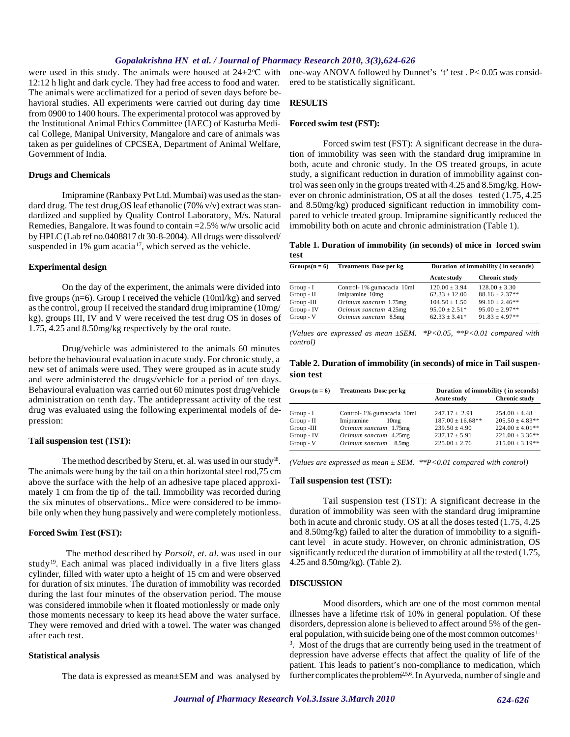were used in this study. The animals were housed at 24±2°C with 12:12 h light and dark cycle. They had free access to food and water. The animals were acclimatized for a period of seven days before behavioral studies. All experiments were carried out during day time from 0900 to 1400 hours. The experimental protocol was approved by the Institutional Animal Ethics Committee (IAEC) of Kasturba Medical College, Manipal University, Mangalore and care of animals was taken as per guidelines of CPCSEA, Department of Animal Welfare, Government of India.

#### Drugs and Chemicals

Imipramine (Ranbaxy Pvt Ltd. Mumbai) was used as the standard drug. The test drug,OS leaf ethanolic (70% v/v) extract was standardized and supplied by Quality Control Laboratory, M/s. Natural Remedies, Bangalore. It was found to contain =2.5% w/w ursolic acid by HPLC (Lab ref no.0408817 dt 30-8-2004). All drugs were dissolved/ suspended in 1% gum acacia[17], which served as the vehicle.

#### Experimental design

On the day of the experiment, the animals were divided into five groups (n=6). Group I received the vehicle (10ml/kg) and served as the control, group II received the standard drug imipramine (10mg/ kg), groups III, IV and V were received the test drug OS in doses of 1.75, 4.25 and 8.50mg/kg respectively by the oral route.

Drug/vehicle was administered to the animals 60 minutes before the behavioural evaluation in acute study. For chronic study, a new set of animals were used. They were grouped as in acute study and were administered the drugs/vehicle for a period of ten days. Behavioural evaluation was carried out 60 minutes post drug/vehicle administration on tenth day. The antidepressant activity of the test drug was evaluated using the following experimental models of depression:

#### Tail suspension test (TST):

The method described by Steru, et. al. was used in our study[18]. The animals were hung by the tail on a thin horizontal steel rod,75 cm above the surface with the help of an adhesive tape placed approximately 1 cm from the tip of the tail. Immobility was recorded during the six minutes of observations.. Mice were considered to be immobile only when they hung passively and were completely motionless.

#### Forced Swim Test (FST):

The method described by *Porsolt, et. al.* was used in our study[19]. Each animal was placed individually in a five liters glass cylinder, filled with water upto a height of 15 cm and were observed for duration of six minutes. The duration of immobility was recorded during the last four minutes of the observation period. The mouse was considered immobile when it floated motionlessly or made only those moments necessary to keep its head above the water surface. They were removed and dried with a towel. The water was changed after each test.

#### Statistical analysis

The data is expressed as mean±SEM and was analysed by one-way ANOVA followed by Dunnet's 't' test . P< 0.05 was considered to be statistically significant.

### RESULTS

#### Forced swim test (FST):

Forced swim test (FST): A significant decrease in the duration of immobility was seen with the standard drug imipramine in both, acute and chronic study. In the OS treated groups, in acute study, a significant reduction in duration of immobility against control was seen only in the groups treated with 4.25 and 8.5mg/kg. However on chronic administration, OS at all the doses tested (1.75, 4.25 and 8.50mg/kg) produced significant reduction in immobility compared to vehicle treated group. Imipramine significantly reduced the immobility both on acute and chronic administration (Table 1).

**Table 1. Duration of immobility (in seconds) of mice in forced swim test**

| Groups(n = 6) | Treatments Dose per kg | Duration of immobility ( in seconds) | |
|---|---|---|---|
| | | Acute study | Chronic study |
| Group - I | Control- 1% gumacacia 10ml | 120.00 ± 3.94 | 128.00 ± 3.30 |
| Group - II | Imipramine 10mg | 62.33 ± 12.00 | 88.16 ± 2.37** |
| Group -III | *Ocimum sanctum* 1.75mg | 104.50 ± 1.50 | 99.10 ± 2.46** |
| Group - IV | *Ocimum sanctum* 4.25mg | 95.00 ± 2.51* | 95.00 ± 2.97** |
| Group - V | *Ocimum sanctum* 8.5mg | 62.33 ± 3.41* | 91.83 ± 4.97** |

*(Values are expressed as mean ±SEM. *P<0.05, **P<0.01 compared with control)*

**Table 2. Duration of immobility (in seconds) of mice in Tail suspension test**

| Groups (n = 6) | Treatments Dose per kg | Duration of immobility ( in seconds) | |
|---|---|---|---|
| | | Acute study | Chronic study |
| Group - I | Control- 1% gumacacia 10ml | 247.17 ± 2.91 | 254.00 ± 4.48 |
| Group - II | Imipramine 10mg | 187.00 ± 16.68** | 205.50 ± 4.83** |
| Group -III | *Ocimum sanctum* 1.75mg | 239.50 ± 4.90 | 224.00 ± 4.01** |
| Group - IV | *Ocimum sanctum* 4.25mg | 237.17 ± 5.91 | 221.00 ± 3.36** |
| Group - V | *Ocimum sanctum* 8.5mg | 225.00 ± 2.76 | 215.00 ± 3.19** |

*(Values are expressed as mean ± SEM. **P<0.01 compared with control)*

#### Tail suspension test (TST):

Tail suspension test (TST): A significant decrease in the duration of immobility was seen with the standard drug imipramine both in acute and chronic study. OS at all the doses tested (1.75, 4.25 and 8.50mg/kg) failed to alter the duration of immobility to a significant level in acute study. However, on chronic administration, OS significantly reduced the duration of immobility at all the tested (1.75, 4.25 and 8.50mg/kg). (Table 2).

### DISCUSSION

Mood disorders, which are one of the most common mental illnesses have a lifetime risk of 10% in general population. Of these disorders, depression alone is believed to affect around 5% of the general population, with suicide being one of the most common outcomes[1-3]. Most of the drugs that are currently being used in the treatment of depression have adverse effects that affect the quality of life of the patient. This leads to patient's non-compliance to medication, which further complicates the problem[2,5,6]. In Ayurveda, number of single and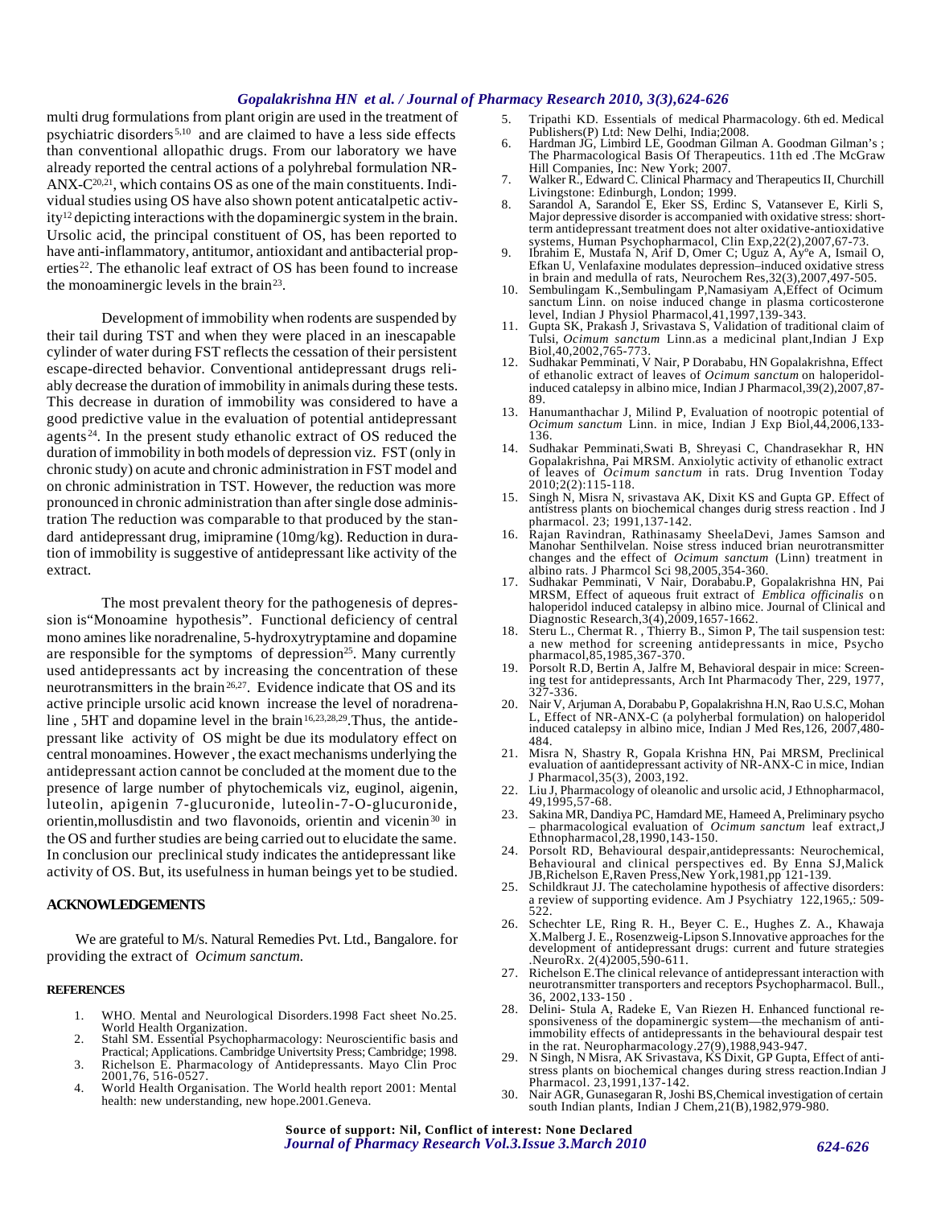multi drug formulations from plant origin are used in the treatment of psychiatric disorders[5,10] and are claimed to have a less side effects than conventional allopathic drugs. From our laboratory we have already reported the central actions of a polyhrebal formulation NR-ANX-C[20,21], which contains OS as one of the main constituents. Individual studies using OS have also shown potent anticatalpetic activity[12] depicting interactions with the dopaminergic system in the brain. Ursolic acid, the principal constituent of OS, has been reported to have anti-inflammatory, antitumor, antioxidant and antibacterial properties[22]. The ethanolic leaf extract of OS has been found to increase the monoaminergic levels in the brain[23].

Development of immobility when rodents are suspended by their tail during TST and when they were placed in an inescapable cylinder of water during FST reflects the cessation of their persistent escape-directed behavior. Conventional antidepressant drugs reliably decrease the duration of immobility in animals during these tests. This decrease in duration of immobility was considered to have a good predictive value in the evaluation of potential antidepressant agents[24]. In the present study ethanolic extract of OS reduced the duration of immobility in both models of depression viz. FST (only in chronic study) on acute and chronic administration in FST model and on chronic administration in TST. However, the reduction was more pronounced in chronic administration than after single dose administration The reduction was comparable to that produced by the standard antidepressant drug, imipramine (10mg/kg). Reduction in duration of immobility is suggestive of antidepressant like activity of the extract.

The most prevalent theory for the pathogenesis of depression is"Monoamine hypothesis". Functional deficiency of central mono amines like noradrenaline, 5-hydroxytryptamine and dopamine are responsible for the symptoms of depression[25]. Many currently used antidepressants act by increasing the concentration of these neurotransmitters in the brain[26,27]. Evidence indicate that OS and its active principle ursolic acid known increase the level of noradrenaline , 5HT and dopamine level in the brain[16,23,28,29].Thus, the antidepressant like activity of OS might be due its modulatory effect on central monoamines. However , the exact mechanisms underlying the antidepressant action cannot be concluded at the moment due to the presence of large number of phytochemicals viz, euginol, aigenin, luteolin, apigenin 7-glucuronide, luteolin-7-O-glucuronide, orientin,mollusdistin and two flavonoids, orientin and vicenin[30] in the OS and further studies are being carried out to elucidate the same. In conclusion our preclinical study indicates the antidepressant like activity of OS. But, its usefulness in human beings yet to be studied.

## ACKNOWLEDGEMENTS

We are grateful to M/s. Natural Remedies Pvt. Ltd., Bangalore. for providing the extract of *Ocimum sanctum.*

## REFERENCES

1. WHO. Mental and Neurological Disorders.1998 Fact sheet No.25. World Health Organization.
2. Stahl SM. Essential Psychopharmacology: Neuroscientific basis and Practical; Applications. Cambridge Univertsity Press; Cambridge; 1998.
3. Richelson E. Pharmacology of Antidepressants. Mayo Clin Proc 2001,76, 516-0527.
4. World Health Organisation. The World health report 2001: Mental health: new understanding, new hope.2001.Geneva.
5. Tripathi KD. Essentials of medical Pharmacology. 6th ed. Medical Publishers(P) Ltd: New Delhi, India;2008.
6. Hardman JG, Limbird LE, Goodman Gilman A. Goodman Gilman's ; The Pharmacological Basis Of Therapeutics. 11th ed .The McGraw Hill Companies, Inc: New York; 2007.
7. Walker R., Edward C. Clinical Pharmacy and Therapeutics II, Churchill Livingstone: Edinburgh, London; 1999.
8. Sarandol A, Sarandol E, Eker SS, Erdinc S, Vatansever E, Kirli S, Major depressive disorder is accompanied with oxidative stress: short-term antidepressant treatment does not alter oxidative-antioxidative systems, Human Psychopharmacol, Clin Exp,22(2),2007,67-73.
9. Ibrahim E, Mustafa N, Arif D, Omer C; Uguz A, Ayºe A, Ismail O, Efkan U, Venlafaxine modulates depression–induced oxidative stress in brain and medulla of rats, Neurochem Res,32(3),2007,497-505.
10. Sembulingam K.,Sembulingam P,Namasiyam A,Effect of Ocimum sanctum Linn. on noise induced change in plasma corticosterone level, Indian J Physiol Pharmacol,41,1997,139-343.
11. Gupta SK, Prakash J, Srivastava S, Validation of traditional claim of Tulsi, *Ocimum sanctum* Linn.as a medicinal plant,Indian J Exp Biol,40,2002,765-773.
12. Sudhakar Pemminati, V Nair, P Dorababu, HN Gopalakrishna, Effect of ethanolic extract of leaves of *Ocimum sanctum* on haloperidol-induced catalepsy in albino mice, Indian J Pharmacol,39(2),2007,87-89.
13. Hanumanthachar J, Milind P, Evaluation of nootropic potential of *Ocimum sanctum* Linn. in mice, Indian J Exp Biol,44,2006,133-136.
14. Sudhakar Pemminati,Swati B, Shreyasi C, Chandrasekhar R, HN Gopalakrishna, Pai MRSM. Anxiolytic activity of ethanolic extract of leaves of *Ocimum sanctum* in rats. Drug Invention Today 2010;2(2):115-118.
15. Singh N, Misra N, srivastava AK, Dixit KS and Gupta GP. Effect of antistress plants on biochemical changes durig stress reaction . Ind J pharmacol. 23; 1991,137-142.
16. Rajan Ravindran, Rathinasamy SheelaDevi, James Samson and Manohar Senthilvelan. Noise stress induced brian neurotransmitter changes and the effect of *Ocimum sanctum* (Linn) treatment in albino rats. J Pharmcol Sci 98,2005,354-360.
17. Sudhakar Pemminati, V Nair, Dorababu.P, Gopalakrishna HN, Pai MRSM, Effect of aqueous fruit extract of *Emblica officinalis* on haloperidol induced catalepsy in albino mice. Journal of Clinical and Diagnostic Research,3(4),2009,1657-1662.
18. Steru L., Chermat R. , Thierry B., Simon P, The tail suspension test: a new method for screening antidepressants in mice, Psycho pharmacol,85,1985,367-370.
19. Porsolt R.D, Bertin A, Jalfre M, Behavioral despair in mice: Screening test for antidepressants, Arch Int Pharmacody Ther, 229, 1977, 327-336.
20. Nair V, Arjuman A, Dorababu P, Gopalakrishna H.N, Rao U.S.C, Mohan L, Effect of NR-ANX-C (a polyherbal formulation) on haloperidol induced catalepsy in albino mice, Indian J Med Res,126, 2007,480-484.
21. Misra N, Shastry R, Gopala Krishna HN, Pai MRSM, Preclinical evaluation of aantidepressant activity of NR-ANX-C in mice, Indian J Pharmacol,35(3), 2003,192.
22. Liu J, Pharmacology of oleanolic and ursolic acid, J Ethnopharmacol, 49,1995,57-68.
23. Sakina MR, Dandiya PC, Hamdard ME, Hameed A, Preliminary psycho – pharmacological evaluation of *Ocimum sanctum* leaf extract,J Ethnopharmacol,28,1990,143-150.
24. Porsolt RD, Behavioural despair,antidepressants: Neurochemical, Behavioural and clinical perspectives ed. By Enna SJ,Malick JB,Richelson E,Raven Press,New York,1981,pp 121-139.
25. Schildkraut JJ. The catecholamine hypothesis of affective disorders: a review of supporting evidence. Am J Psychiatry 122,1965,: 509-522.
26. Schechter LE, Ring R. H., Beyer C. E., Hughes Z. A., Khawaja X.Malberg J. E., Rosenzweig-Lipson S.Innovative approaches for the development of antidepressant drugs: current and future strategies .NeuroRx. 2(4)2005,590-611.
27. Richelson E.The clinical relevance of antidepressant interaction with neurotransmitter transporters and receptors Psychopharmacol. Bull., 36, 2002,133-150 .
28. Delini- Stula A, Radeke E, Van Riezen H. Enhanced functional responsiveness of the dopaminergic system—the mechanism of anti-immobility effects of antidepressants in the behavioural despair test in the rat. Neuropharmacology.27(9),1988,943-947.
29. N Singh, N Misra, AK Srivastava, KS Dixit, GP Gupta, Effect of antistress plants on biochemical changes during stress reaction.Indian J Pharmacol. 23,1991,137-142.
30. Nair AGR, Gunasegaran R, Joshi BS,Chemical investigation of certain south Indian plants, Indian J Chem,21(B),1982,979-980.

**Source of support: Nil, Conflict of interest: None Declared**